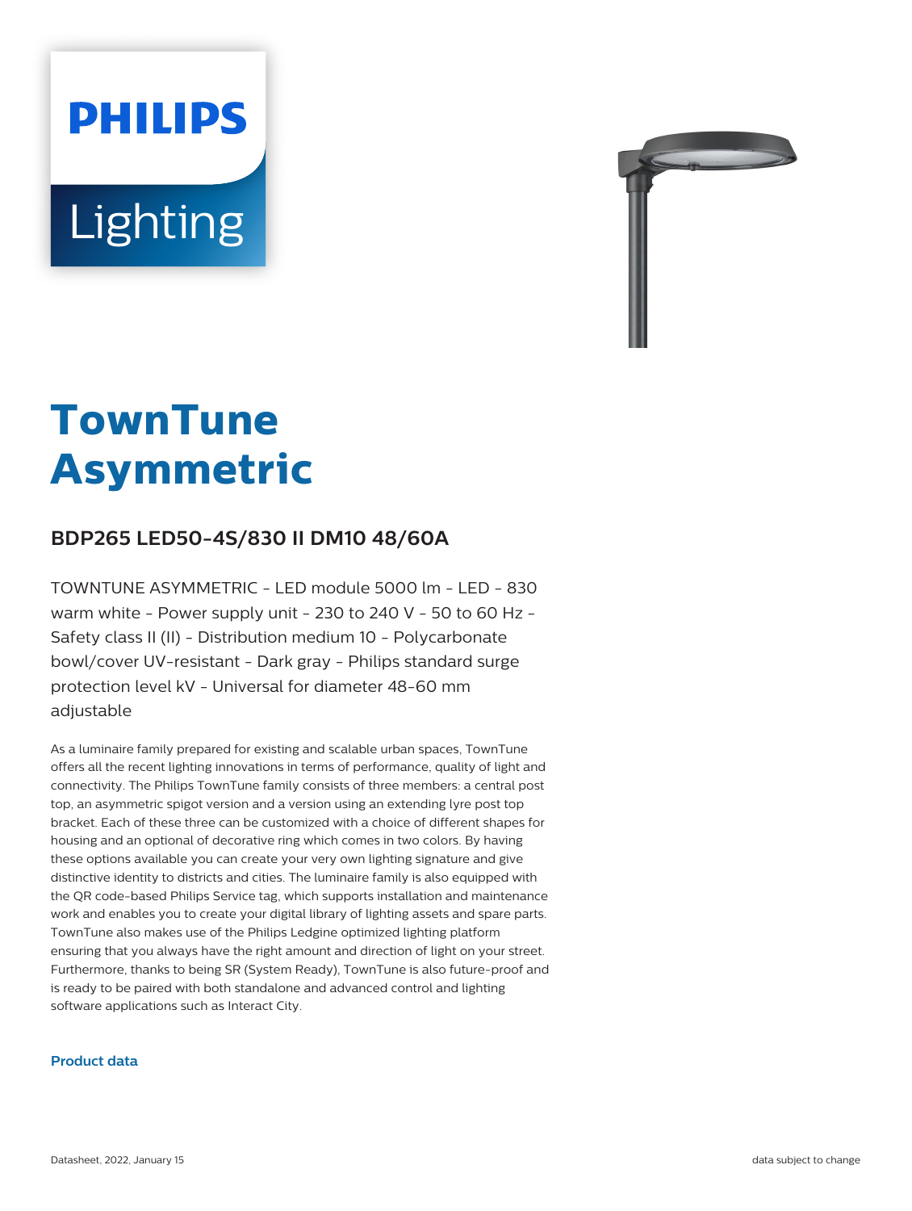PHILIPS

Lighting

# TownTune Asymmetric

## BDP265 LED50-4S/830 II DM10 48/60A

TOWNTUNE ASYMMETRIC - LED module 5000 lm - LED - 830 warm white - Power supply unit - 230 to 240 V - 50 to 60 Hz - Safety class II (II) - Distribution medium 10 - Polycarbonate bowl/cover UV-resistant - Dark gray - Philips standard surge protection level kV - Universal for diameter 48-60 mm adjustable

As a luminaire family prepared for existing and scalable urban spaces, TownTune offers all the recent lighting innovations in terms of performance, quality of light and connectivity. The Philips TownTune family consists of three members: a central post top, an asymmetric spigot version and a version using an extending lyre post top bracket. Each of these three can be customized with a choice of different shapes for housing and an optional of decorative ring which comes in two colors. By having these options available you can create your very own lighting signature and give distinctive identity to districts and cities. The luminaire family is also equipped with the QR code-based Philips Service tag, which supports installation and maintenance work and enables you to create your digital library of lighting assets and spare parts. TownTune also makes use of the Philips Ledgine optimized lighting platform ensuring that you always have the right amount and direction of light on your street. Furthermore, thanks to being SR (System Ready), TownTune is also future-proof and is ready to be paired with both standalone and advanced control and lighting software applications such as Interact City.

### Product data

Datasheet, 2022, January 15

data subject to change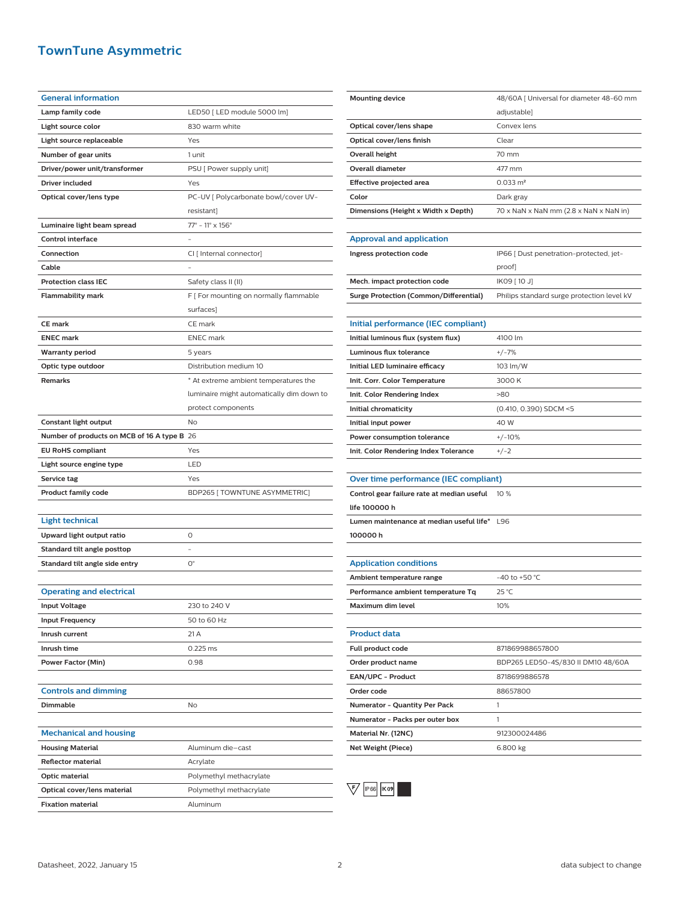# TownTune Asymmetric

| General information | |
|---|---|
| Lamp family code | LED50 [ LED module 5000 lm] |
| Light source color | 830 warm white |
| Light source replaceable | Yes |
| Number of gear units | 1 unit |
| Driver/power unit/transformer | PSU [ Power supply unit] |
| Driver included | Yes |
| Optical cover/lens type | PC-UV [ Polycarbonate bowl/cover UV-resistant] |
| Luminaire light beam spread | 77° - 11° x 156° |
| Control interface | - |
| Connection | CI [ Internal connector] |
| Cable | - |
| Protection class IEC | Safety class II (II) |
| Flammability mark | F [ For mounting on normally flammable surfaces] |
| CE mark | CE mark |
| ENEC mark | ENEC mark |
| Warranty period | 5 years |
| Optic type outdoor | Distribution medium 10 |
| Remarks | * At extreme ambient temperatures the luminaire might automatically dim down to protect components |
| Constant light output | No |
| Number of products on MCB of 16 A type B | 26 |
| EU RoHS compliant | Yes |
| Light source engine type | LED |
| Service tag | Yes |
| Product family code | BDP265 [ TOWNTUNE ASYMMETRIC] |

| Light technical | |
|---|---|
| Upward light output ratio | 0 |
| Standard tilt angle posttop | - |
| Standard tilt angle side entry | 0° |

| Operating and electrical | |
|---|---|
| Input Voltage | 230 to 240 V |
| Input Frequency | 50 to 60 Hz |
| Inrush current | 21 A |
| Inrush time | 0.225 ms |
| Power Factor (Min) | 0.98 |

| Controls and dimming | |
|---|---|
| Dimmable | No |

| Mechanical and housing | |
|---|---|
| Housing Material | Aluminum die-cast |
| Reflector material | Acrylate |
| Optic material | Polymethyl methacrylate |
| Optical cover/lens material | Polymethyl methacrylate |
| Fixation material | Aluminum |
| Mounting device | 48/60A [ Universal for diameter 48-60 mm adjustable] |
| Optical cover/lens shape | Convex lens |
| Optical cover/lens finish | Clear |
| Overall height | 70 mm |
| Overall diameter | 477 mm |
| Effective projected area | 0.033 m² |
| Color | Dark gray |
| Dimensions (Height x Width x Depth) | 70 x NaN x NaN mm (2.8 x NaN x NaN in) |

| Approval and application | |
|---|---|
| Ingress protection code | IP66 [ Dust penetration-protected, jet-proof] |
| Mech. impact protection code | IK09 [ 10 J] |
| Surge Protection (Common/Differential) | Philips standard surge protection level kV |

| Initial performance (IEC compliant) | |
|---|---|
| Initial luminous flux (system flux) | 4100 lm |
| Luminous flux tolerance | +/-7% |
| Initial LED luminaire efficacy | 103 lm/W |
| Init. Corr. Color Temperature | 3000 K |
| Init. Color Rendering Index | >80 |
| Initial chromaticity | (0.410, 0.390) SDCM <5 |
| Initial input power | 40 W |
| Power consumption tolerance | +/-10% |
| Init. Color Rendering Index Tolerance | +/-2 |

| Over time performance (IEC compliant) | |
|---|---|
| Control gear failure rate at median useful life 100000 h | 10 % |
| Lumen maintenance at median useful life* 100000 h | L96 |

| Application conditions | |
|---|---|
| Ambient temperature range | -40 to +50 °C |
| Performance ambient temperature Tq | 25 °C |
| Maximum dim level | 10% |

| Product data | |
|---|---|
| Full product code | 871869988657800 |
| Order product name | BDP265 LED50-4S/830 II DM10 48/60A |
| EAN/UPC - Product | 8718699886578 |
| Order code | 88657800 |
| Numerator - Quantity Per Pack | 1 |
| Numerator - Packs per outer box | 1 |
| Material Nr. (12NC) | 912300024486 |
| Net Weight (Piece) | 6.800 kg |

F IP66 IK09

Datasheet, 2022, January 15 data subject to change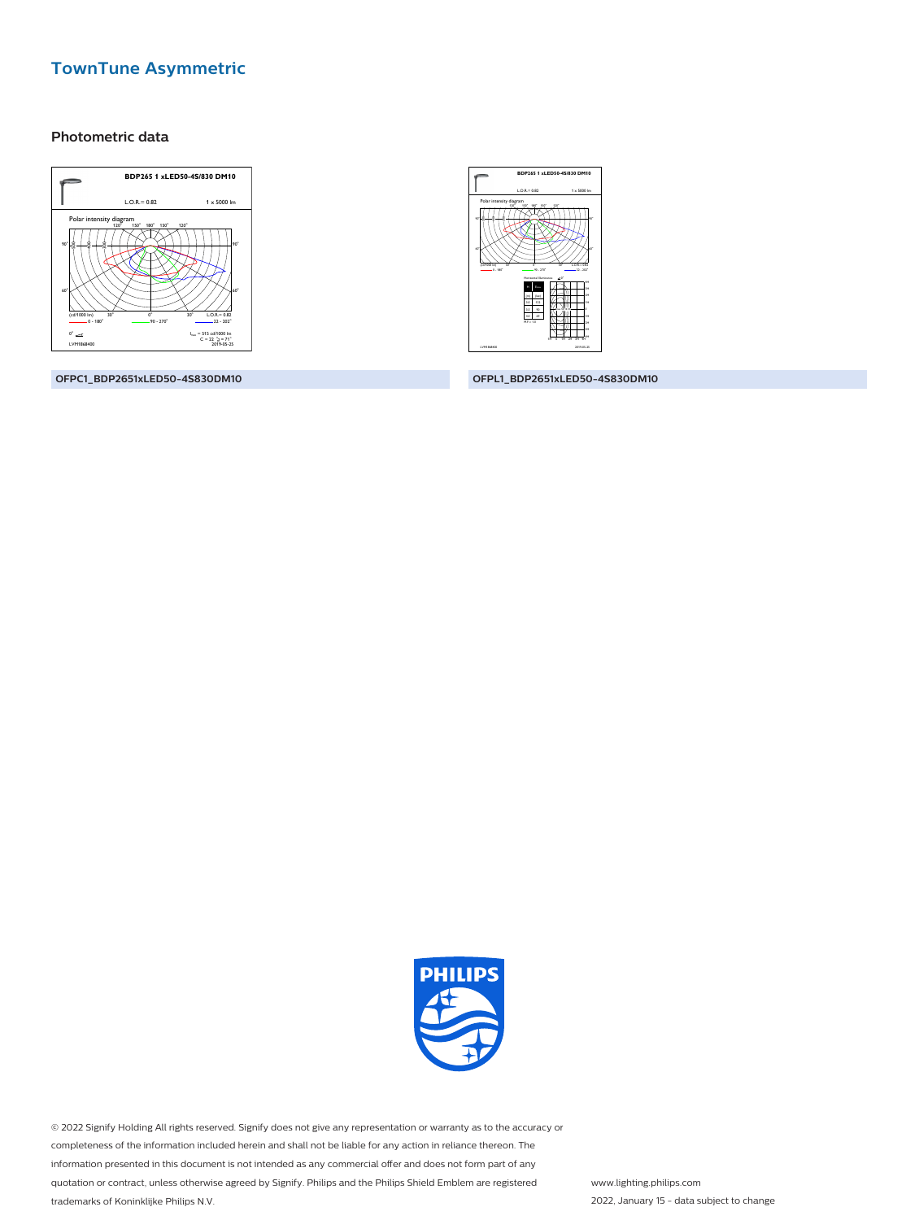# TownTune Asymmetric

## Photometric data

BDP265 1 xLED50-4S/830 DM10

L.O.R.= 0.82

1 x 5000 lm

Polar intensity diagram

120° 150° 180° 150° 120°

90° 90°

60° 60°

(cd/1000 lm) 30° 0° 30° L.O.R.= 0.82

0 - 180° 90 - 270° 22 - 202°

$I_{max}$ = 515 cd/1000 lm

C = 22, γ = 71°

LVM1868400

2019-05-25

OFPC1_BDP2651xLED50-4S830DM10

BDP265 1 xLED50-4S/830 DM10

L.O.R.= 0.82

1 x 5000 lm

Polar intensity diagram

OFPL1_BDP2651xLED50-4S830DM10

© 2022 Signify Holding All rights reserved. Signify does not give any representation or warranty as to the accuracy or completeness of the information included herein and shall not be liable for any action in reliance thereon. The information presented in this document is not intended as any commercial offer and does not form part of any quotation or contract, unless otherwise agreed by Signify. Philips and the Philips Shield Emblem are registered trademarks of Koninklijke Philips N.V.

www.lighting.philips.com

2022, January 15 - data subject to change